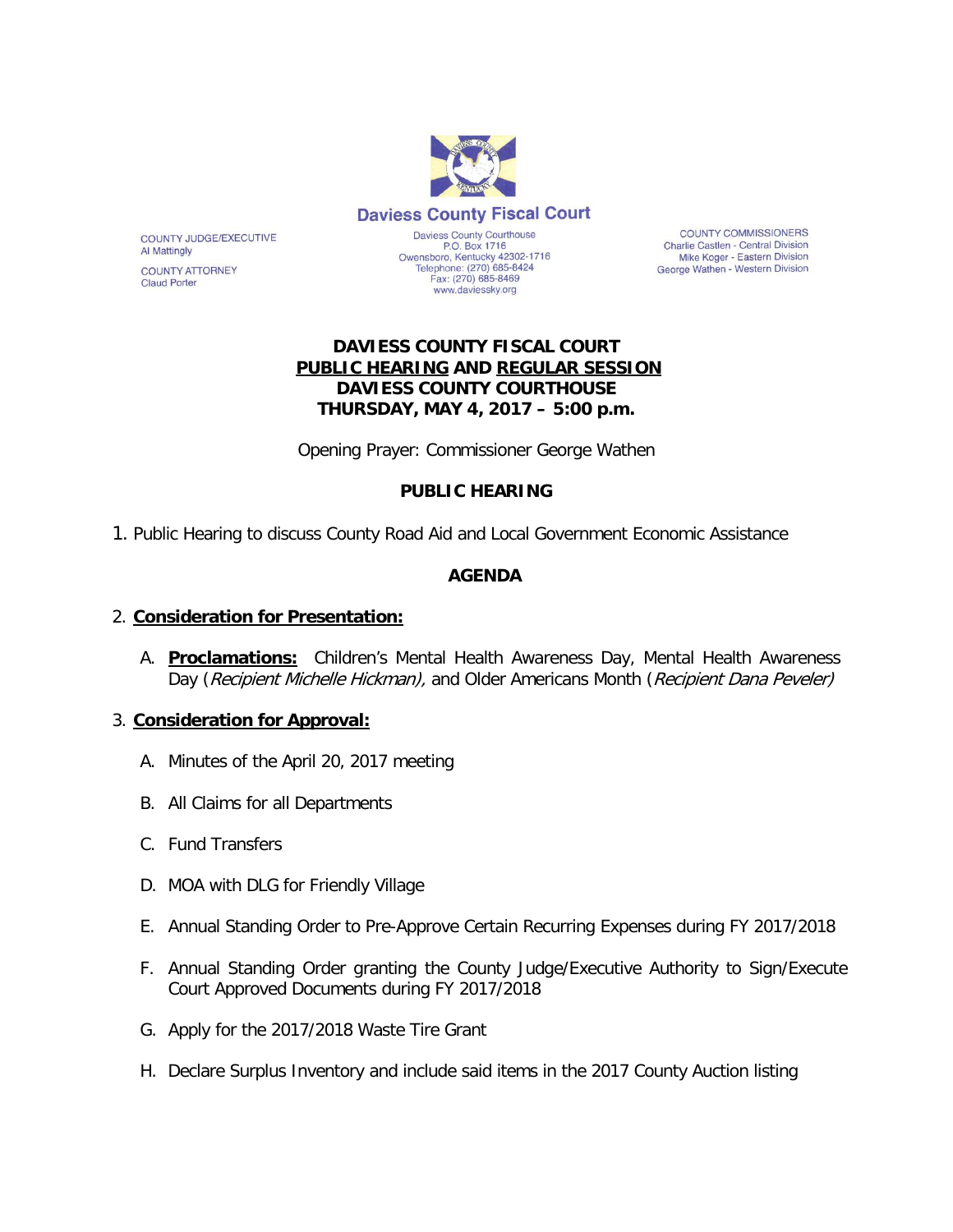**Daviess County Fiscal Court**

COUNTY JUDGE/EXECUTIVE
Al Mattingly

COUNTY ATTORNEY
Claud Porter

Daviess County Courthouse
P.O. Box 1716
Owensboro, Kentucky 42302-1716
Telephone: (270) 685-8424
Fax: (270) 685-8469
www.daviessky.org

COUNTY COMMISSIONERS
Charlie Castlen - Central Division
Mike Koger - Eastern Division
George Wathen - Western Division

**DAVIESS COUNTY FISCAL COURT**
**PUBLIC HEARING AND REGULAR SESSION**
**DAVIESS COUNTY COURTHOUSE**
**THURSDAY, MAY 4, 2017 – 5:00 p.m.**

Opening Prayer: Commissioner George Wathen

**PUBLIC HEARING**

1. Public Hearing to discuss County Road Aid and Local Government Economic Assistance

**AGENDA**

2. **Consideration for Presentation:**

   A. **Proclamations:** Children's Mental Health Awareness Day, Mental Health Awareness Day (*Recipient Michelle Hickman),* and Older Americans Month (*Recipient Dana Peveler)*

3. **Consideration for Approval:**

   A. Minutes of the April 20, 2017 meeting

   B. All Claims for all Departments

   C. Fund Transfers

   D. MOA with DLG for Friendly Village

   E. Annual Standing Order to Pre-Approve Certain Recurring Expenses during FY 2017/2018

   F. Annual Standing Order granting the County Judge/Executive Authority to Sign/Execute Court Approved Documents during FY 2017/2018

   G. Apply for the 2017/2018 Waste Tire Grant

   H. Declare Surplus Inventory and include said items in the 2017 County Auction listing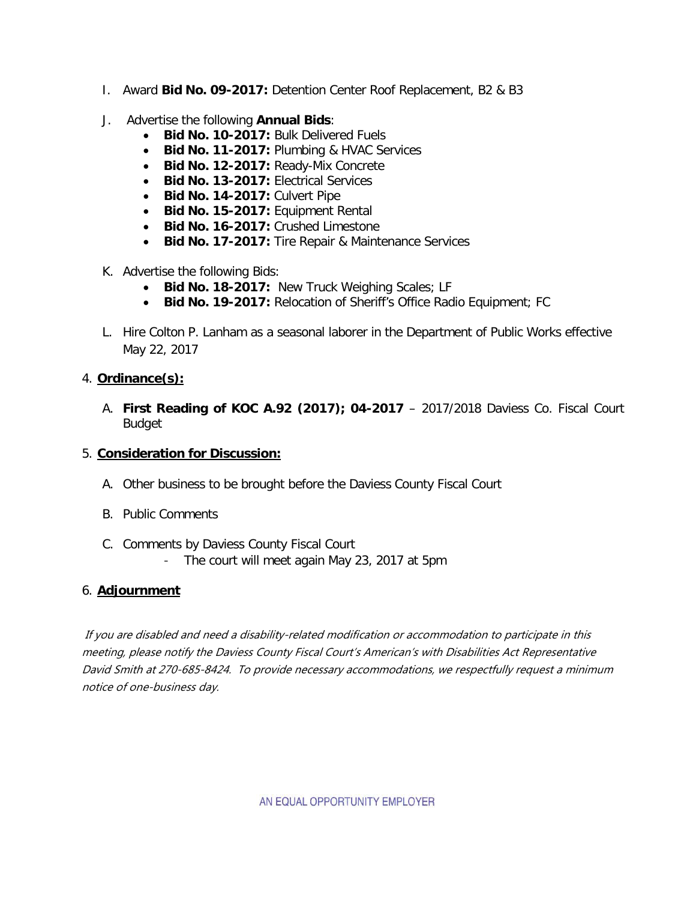I. Award **Bid No. 09-2017:** Detention Center Roof Replacement, B2 & B3

J. Advertise the following **Annual Bids**:
   - **Bid No. 10-2017:** Bulk Delivered Fuels
   - **Bid No. 11-2017:** Plumbing & HVAC Services
   - **Bid No. 12-2017:** Ready-Mix Concrete
   - **Bid No. 13-2017:** Electrical Services
   - **Bid No. 14-2017:** Culvert Pipe
   - **Bid No. 15-2017:** Equipment Rental
   - **Bid No. 16-2017:** Crushed Limestone
   - **Bid No. 17-2017:** Tire Repair & Maintenance Services

K. Advertise the following Bids:
   - **Bid No. 18-2017:** New Truck Weighing Scales; LF
   - **Bid No. 19-2017:** Relocation of Sheriff's Office Radio Equipment; FC

L. Hire Colton P. Lanham as a seasonal laborer in the Department of Public Works effective May 22, 2017

4. **Ordinance(s):**

   A. **First Reading of KOC A.92 (2017); 04-2017** – 2017/2018 Daviess Co. Fiscal Court Budget

5. **Consideration for Discussion:**

   A. Other business to be brought before the Daviess County Fiscal Court

   B. Public Comments

   C. Comments by Daviess County Fiscal Court
      - The court will meet again May 23, 2017 at 5pm

6. **Adjournment**

*If you are disabled and need a disability-related modification or accommodation to participate in this meeting, please notify the Daviess County Fiscal Court's American's with Disabilities Act Representative David Smith at 270-685-8424. To provide necessary accommodations, we respectfully request a minimum notice of one-business day.*

AN EQUAL OPPORTUNITY EMPLOYER